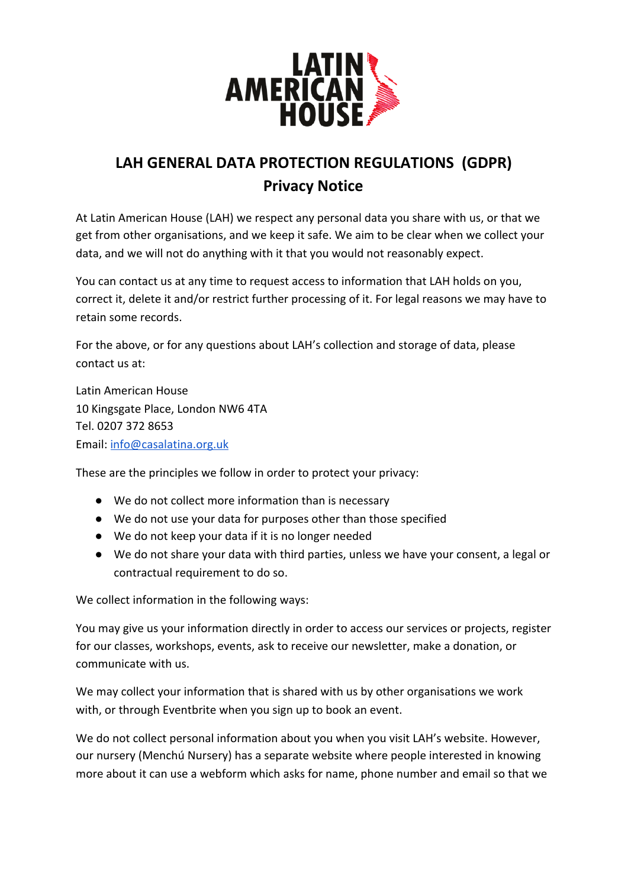# LAH GENERAL DATA PROTECTION REGULATIONS (GDPR)
## Privacy Notice

At Latin American House (LAH) we respect any personal data you share with us, or that we get from other organisations, and we keep it safe. We aim to be clear when we collect your data, and we will not do anything with it that you would not reasonably expect.

You can contact us at any time to request access to information that LAH holds on you, correct it, delete it and/or restrict further processing of it. For legal reasons we may have to retain some records.

For the above, or for any questions about LAH's collection and storage of data, please contact us at:

Latin American House
10 Kingsgate Place, London NW6 4TA
Tel. 0207 372 8653
Email: info@casalatina.org.uk

These are the principles we follow in order to protect your privacy:

- We do not collect more information than is necessary
- We do not use your data for purposes other than those specified
- We do not keep your data if it is no longer needed
- We do not share your data with third parties, unless we have your consent, a legal or contractual requirement to do so.

We collect information in the following ways:

You may give us your information directly in order to access our services or projects, register for our classes, workshops, events, ask to receive our newsletter, make a donation, or communicate with us.

We may collect your information that is shared with us by other organisations we work with, or through Eventbrite when you sign up to book an event.

We do not collect personal information about you when you visit LAH's website. However, our nursery (Menchú Nursery) has a separate website where people interested in knowing more about it can use a webform which asks for name, phone number and email so that we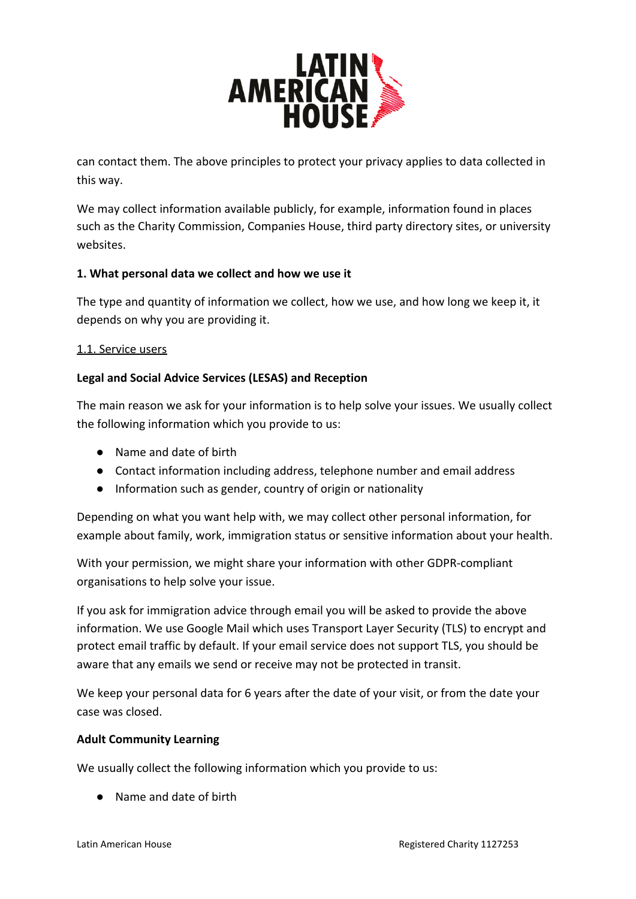can contact them. The above principles to protect your privacy applies to data collected in this way.

We may collect information available publicly, for example, information found in places such as the Charity Commission, Companies House, third party directory sites, or university websites.

**1. What personal data we collect and how we use it**

The type and quantity of information we collect, how we use, and how long we keep it, it depends on why you are providing it.

1.1. Service users

**Legal and Social Advice Services (LESAS) and Reception**

The main reason we ask for your information is to help solve your issues. We usually collect the following information which you provide to us:

- Name and date of birth
- Contact information including address, telephone number and email address
- Information such as gender, country of origin or nationality

Depending on what you want help with, we may collect other personal information, for example about family, work, immigration status or sensitive information about your health.

With your permission, we might share your information with other GDPR-compliant organisations to help solve your issue.

If you ask for immigration advice through email you will be asked to provide the above information. We use Google Mail which uses Transport Layer Security (TLS) to encrypt and protect email traffic by default. If your email service does not support TLS, you should be aware that any emails we send or receive may not be protected in transit.

We keep your personal data for 6 years after the date of your visit, or from the date your case was closed.

**Adult Community Learning**

We usually collect the following information which you provide to us:

- Name and date of birth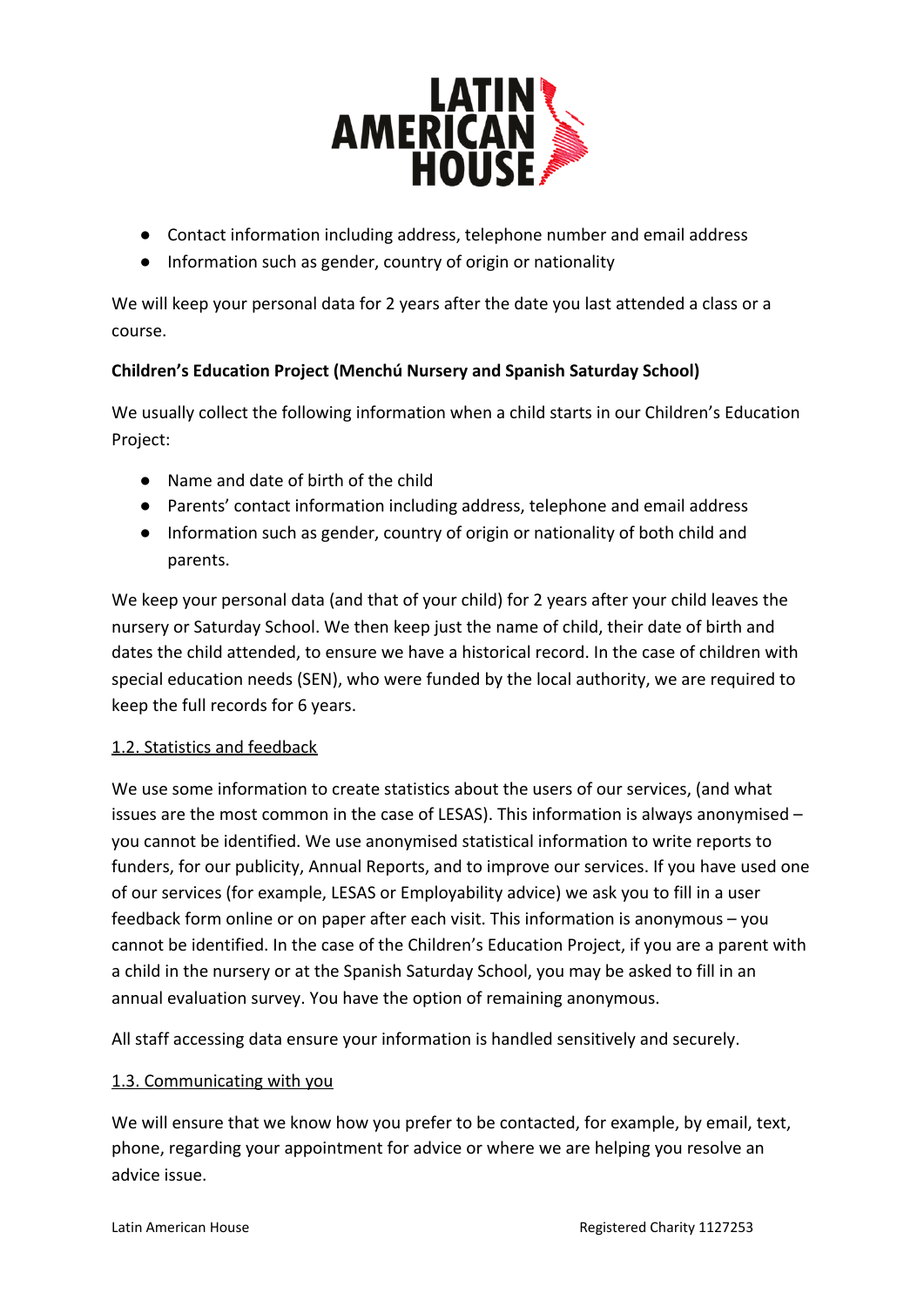- Contact information including address, telephone number and email address
- Information such as gender, country of origin or nationality

We will keep your personal data for 2 years after the date you last attended a class or a course.

**Children's Education Project (Menchú Nursery and Spanish Saturday School)**

We usually collect the following information when a child starts in our Children's Education Project:

- Name and date of birth of the child
- Parents' contact information including address, telephone and email address
- Information such as gender, country of origin or nationality of both child and parents.

We keep your personal data (and that of your child) for 2 years after your child leaves the nursery or Saturday School. We then keep just the name of child, their date of birth and dates the child attended, to ensure we have a historical record. In the case of children with special education needs (SEN), who were funded by the local authority, we are required to keep the full records for 6 years.

### 1.2. Statistics and feedback

We use some information to create statistics about the users of our services, (and what issues are the most common in the case of LESAS). This information is always anonymised – you cannot be identified. We use anonymised statistical information to write reports to funders, for our publicity, Annual Reports, and to improve our services. If you have used one of our services (for example, LESAS or Employability advice) we ask you to fill in a user feedback form online or on paper after each visit. This information is anonymous – you cannot be identified. In the case of the Children's Education Project, if you are a parent with a child in the nursery or at the Spanish Saturday School, you may be asked to fill in an annual evaluation survey. You have the option of remaining anonymous.

All staff accessing data ensure your information is handled sensitively and securely.

### 1.3. Communicating with you

We will ensure that we know how you prefer to be contacted, for example, by email, text, phone, regarding your appointment for advice or where we are helping you resolve an advice issue.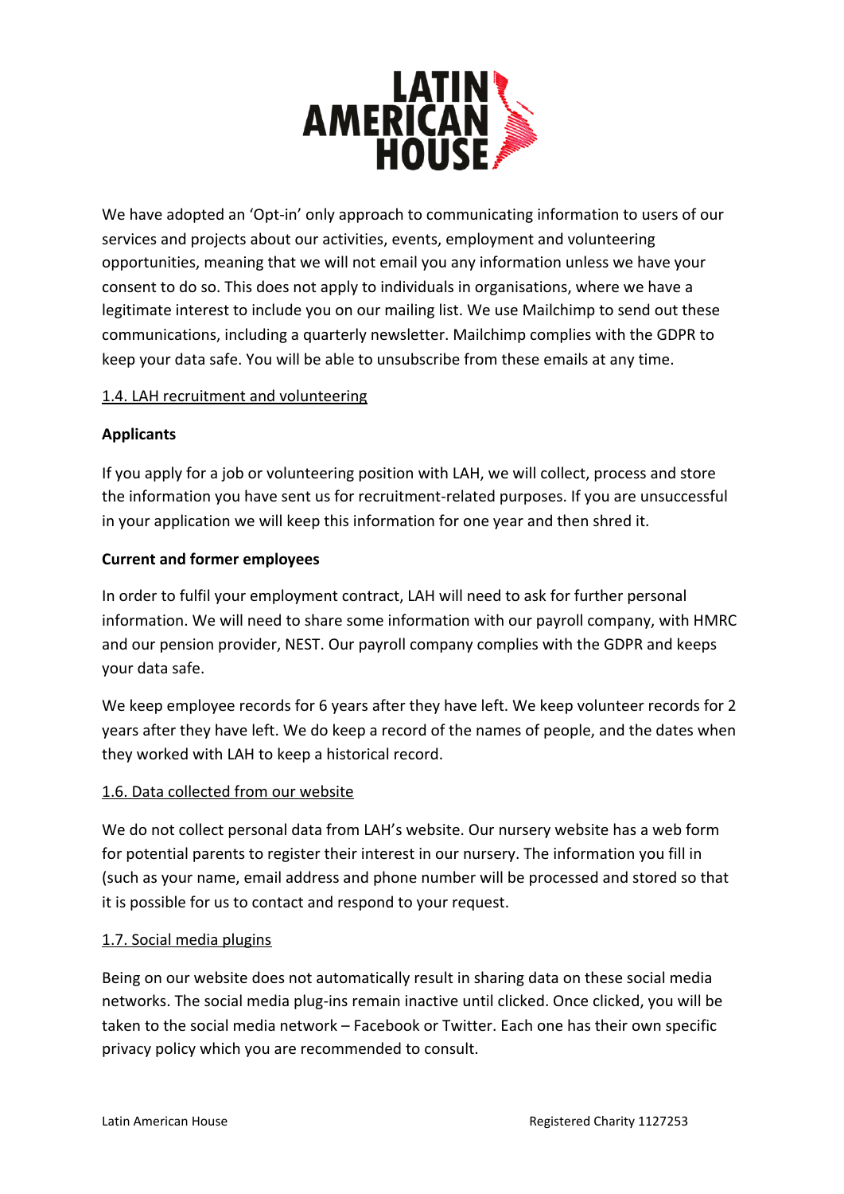We have adopted an 'Opt-in' only approach to communicating information to users of our services and projects about our activities, events, employment and volunteering opportunities, meaning that we will not email you any information unless we have your consent to do so. This does not apply to individuals in organisations, where we have a legitimate interest to include you on our mailing list. We use Mailchimp to send out these communications, including a quarterly newsletter. Mailchimp complies with the GDPR to keep your data safe. You will be able to unsubscribe from these emails at any time.

### 1.4. LAH recruitment and volunteering

**Applicants**

If you apply for a job or volunteering position with LAH, we will collect, process and store the information you have sent us for recruitment-related purposes. If you are unsuccessful in your application we will keep this information for one year and then shred it.

**Current and former employees**

In order to fulfil your employment contract, LAH will need to ask for further personal information. We will need to share some information with our payroll company, with HMRC and our pension provider, NEST. Our payroll company complies with the GDPR and keeps your data safe.

We keep employee records for 6 years after they have left. We keep volunteer records for 2 years after they have left. We do keep a record of the names of people, and the dates when they worked with LAH to keep a historical record.

### 1.6. Data collected from our website

We do not collect personal data from LAH's website. Our nursery website has a web form for potential parents to register their interest in our nursery. The information you fill in (such as your name, email address and phone number will be processed and stored so that it is possible for us to contact and respond to your request.

### 1.7. Social media plugins

Being on our website does not automatically result in sharing data on these social media networks. The social media plug-ins remain inactive until clicked. Once clicked, you will be taken to the social media network – Facebook or Twitter. Each one has their own specific privacy policy which you are recommended to consult.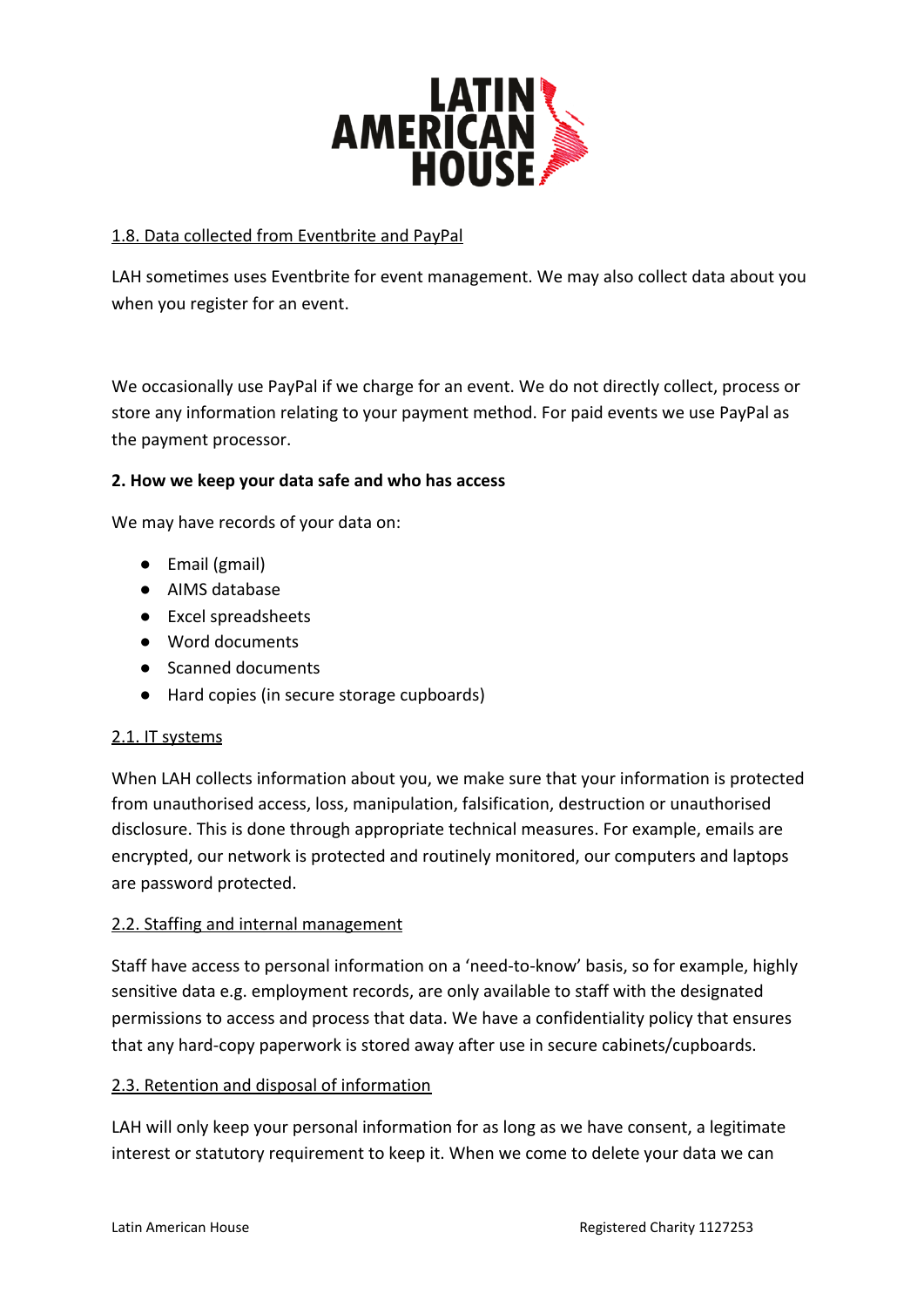1.8. Data collected from Eventbrite and PayPal

LAH sometimes uses Eventbrite for event management. We may also collect data about you when you register for an event.

We occasionally use PayPal if we charge for an event. We do not directly collect, process or store any information relating to your payment method. For paid events we use PayPal as the payment processor.

**2. How we keep your data safe and who has access**

We may have records of your data on:

- Email (gmail)
- AIMS database
- Excel spreadsheets
- Word documents
- Scanned documents
- Hard copies (in secure storage cupboards)

2.1. IT systems

When LAH collects information about you, we make sure that your information is protected from unauthorised access, loss, manipulation, falsification, destruction or unauthorised disclosure. This is done through appropriate technical measures. For example, emails are encrypted, our network is protected and routinely monitored, our computers and laptops are password protected.

2.2. Staffing and internal management

Staff have access to personal information on a 'need-to-know' basis, so for example, highly sensitive data e.g. employment records, are only available to staff with the designated permissions to access and process that data. We have a confidentiality policy that ensures that any hard-copy paperwork is stored away after use in secure cabinets/cupboards.

2.3. Retention and disposal of information

LAH will only keep your personal information for as long as we have consent, a legitimate interest or statutory requirement to keep it. When we come to delete your data we can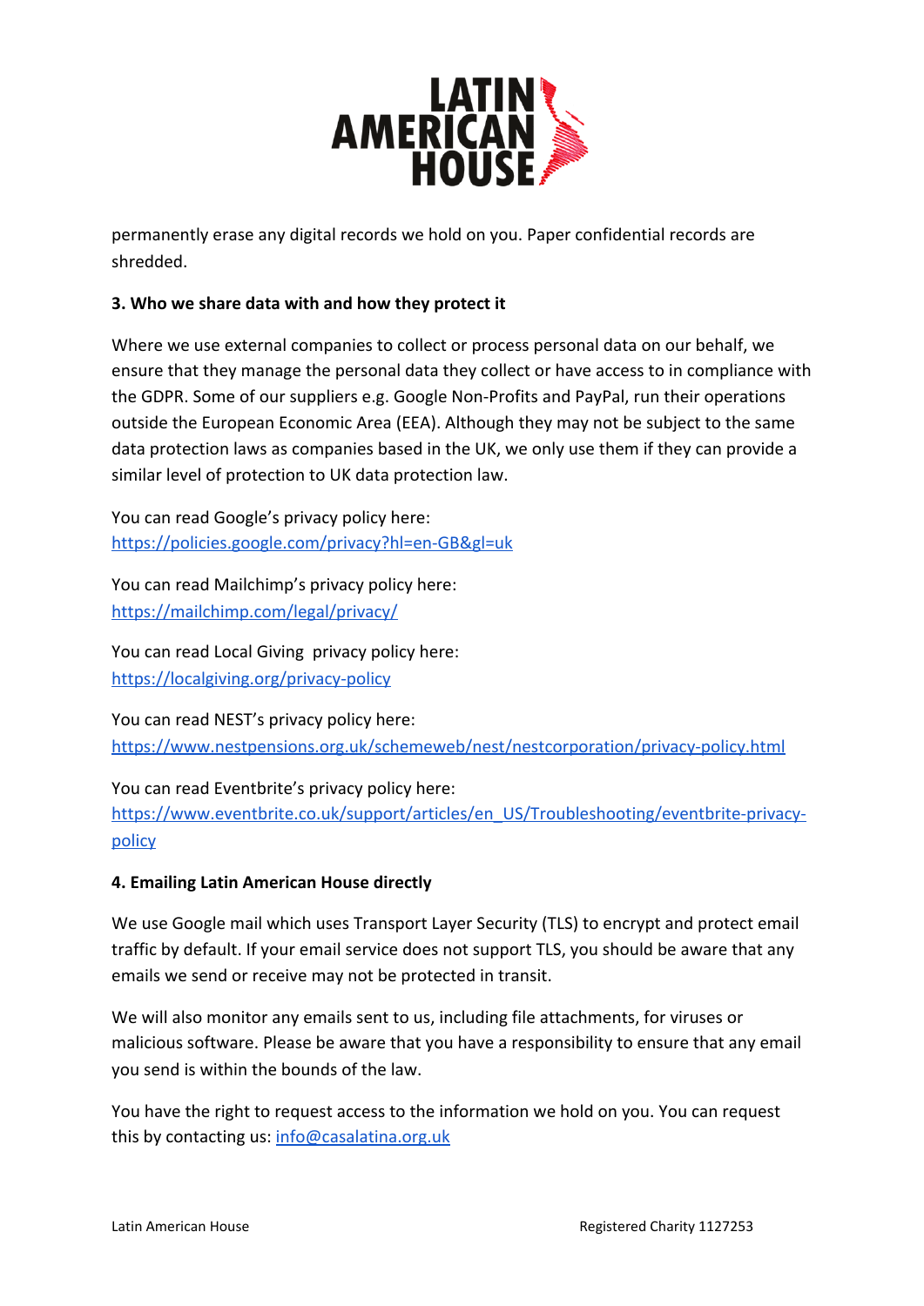permanently erase any digital records we hold on you. Paper confidential records are shredded.

**3. Who we share data with and how they protect it**

Where we use external companies to collect or process personal data on our behalf, we ensure that they manage the personal data they collect or have access to in compliance with the GDPR. Some of our suppliers e.g. Google Non-Profits and PayPal, run their operations outside the European Economic Area (EEA). Although they may not be subject to the same data protection laws as companies based in the UK, we only use them if they can provide a similar level of protection to UK data protection law.

You can read Google's privacy policy here: [https://policies.google.com/privacy?hl=en-GB&gl=uk](https://policies.google.com/privacy?hl=en-GB&gl=uk)

You can read Mailchimp's privacy policy here: [https://mailchimp.com/legal/privacy/](https://mailchimp.com/legal/privacy/)

You can read Local Giving privacy policy here: [https://localgiving.org/privacy-policy](https://localgiving.org/privacy-policy)

You can read NEST's privacy policy here: [https://www.nestpensions.org.uk/schemeweb/nest/nestcorporation/privacy-policy.html](https://www.nestpensions.org.uk/schemeweb/nest/nestcorporation/privacy-policy.html)

You can read Eventbrite's privacy policy here: [https://www.eventbrite.co.uk/support/articles/en_US/Troubleshooting/eventbrite-privacy-policy](https://www.eventbrite.co.uk/support/articles/en_US/Troubleshooting/eventbrite-privacy-policy)

**4. Emailing Latin American House directly**

We use Google mail which uses Transport Layer Security (TLS) to encrypt and protect email traffic by default. If your email service does not support TLS, you should be aware that any emails we send or receive may not be protected in transit.

We will also monitor any emails sent to us, including file attachments, for viruses or malicious software. Please be aware that you have a responsibility to ensure that any email you send is within the bounds of the law.

You have the right to request access to the information we hold on you. You can request this by contacting us: [info@casalatina.org.uk](mailto:info@casalatina.org.uk)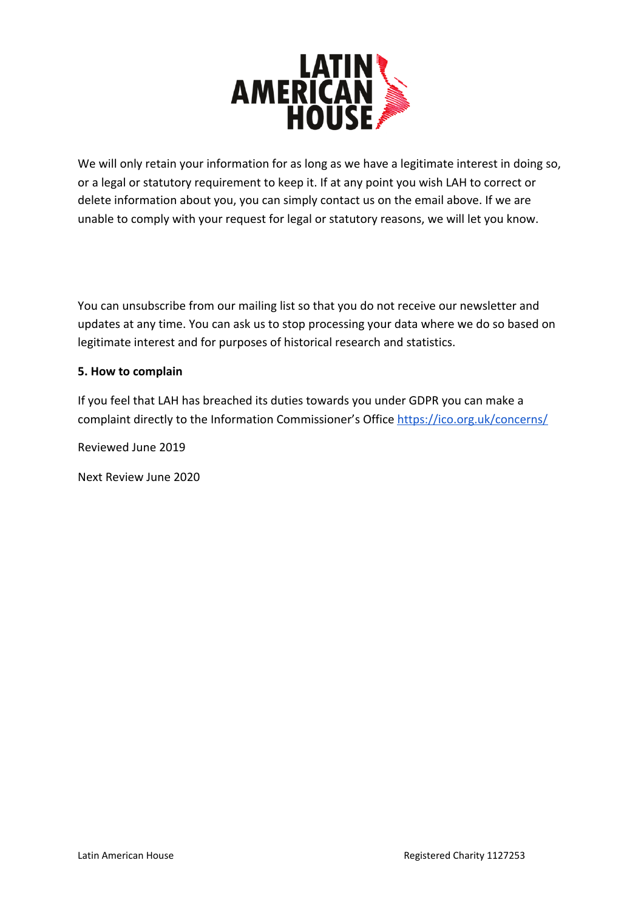We will only retain your information for as long as we have a legitimate interest in doing so, or a legal or statutory requirement to keep it. If at any point you wish LAH to correct or delete information about you, you can simply contact us on the email above. If we are unable to comply with your request for legal or statutory reasons, we will let you know.

You can unsubscribe from our mailing list so that you do not receive our newsletter and updates at any time. You can ask us to stop processing your data where we do so based on legitimate interest and for purposes of historical research and statistics.

**5. How to complain**

If you feel that LAH has breached its duties towards you under GDPR you can make a complaint directly to the Information Commissioner's Office https://ico.org.uk/concerns/

Reviewed June 2019

Next Review June 2020